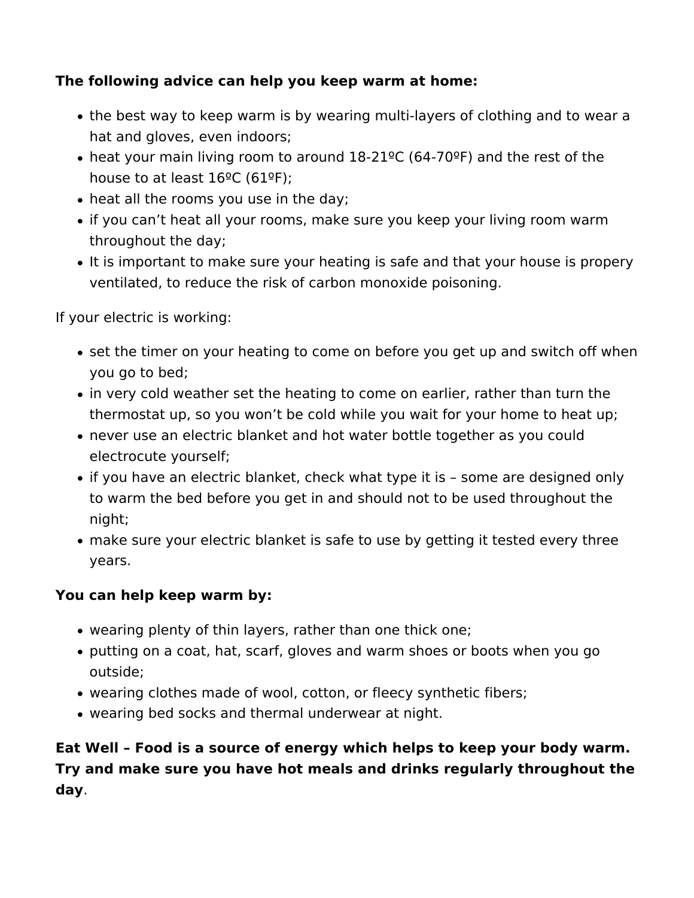**The following advice can help you keep warm at home:**

- the best way to keep warm is by wearing multi-layers of clothing and to wear a hat and gloves, even indoors;
- heat your main living room to around 18-21ºC (64-70ºF) and the rest of the house to at least 16ºC (61ºF);
- heat all the rooms you use in the day;
- if you can't heat all your rooms, make sure you keep your living room warm throughout the day;
- It is important to make sure your heating is safe and that your house is propery ventilated, to reduce the risk of carbon monoxide poisoning.

If your electric is working:

- set the timer on your heating to come on before you get up and switch off when you go to bed;
- in very cold weather set the heating to come on earlier, rather than turn the thermostat up, so you won't be cold while you wait for your home to heat up;
- never use an electric blanket and hot water bottle together as you could electrocute yourself;
- if you have an electric blanket, check what type it is – some are designed only to warm the bed before you get in and should not to be used throughout the night;
- make sure your electric blanket is safe to use by getting it tested every three years.

**You can help keep warm by:**

- wearing plenty of thin layers, rather than one thick one;
- putting on a coat, hat, scarf, gloves and warm shoes or boots when you go outside;
- wearing clothes made of wool, cotton, or fleecy synthetic fibers;
- wearing bed socks and thermal underwear at night.

**Eat Well – Food is a source of energy which helps to keep your body warm. Try and make sure you have hot meals and drinks regularly throughout the day**.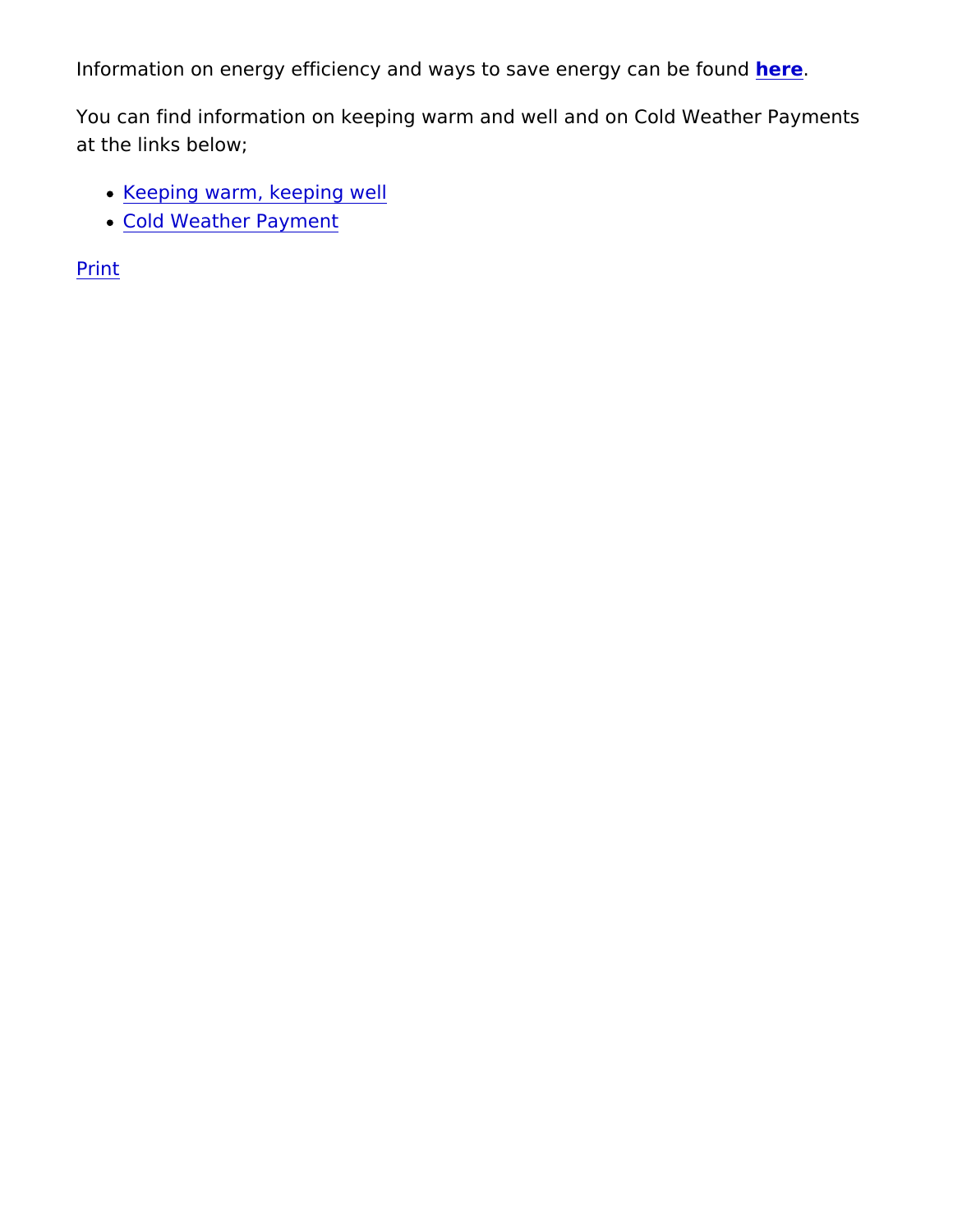Information on energy efficiency and ways to save energy can be found **here**.

You can find information on keeping warm and well and on Cold Weather Payments at the links below;

- Keeping warm, keeping well
- Cold Weather Payment

Print